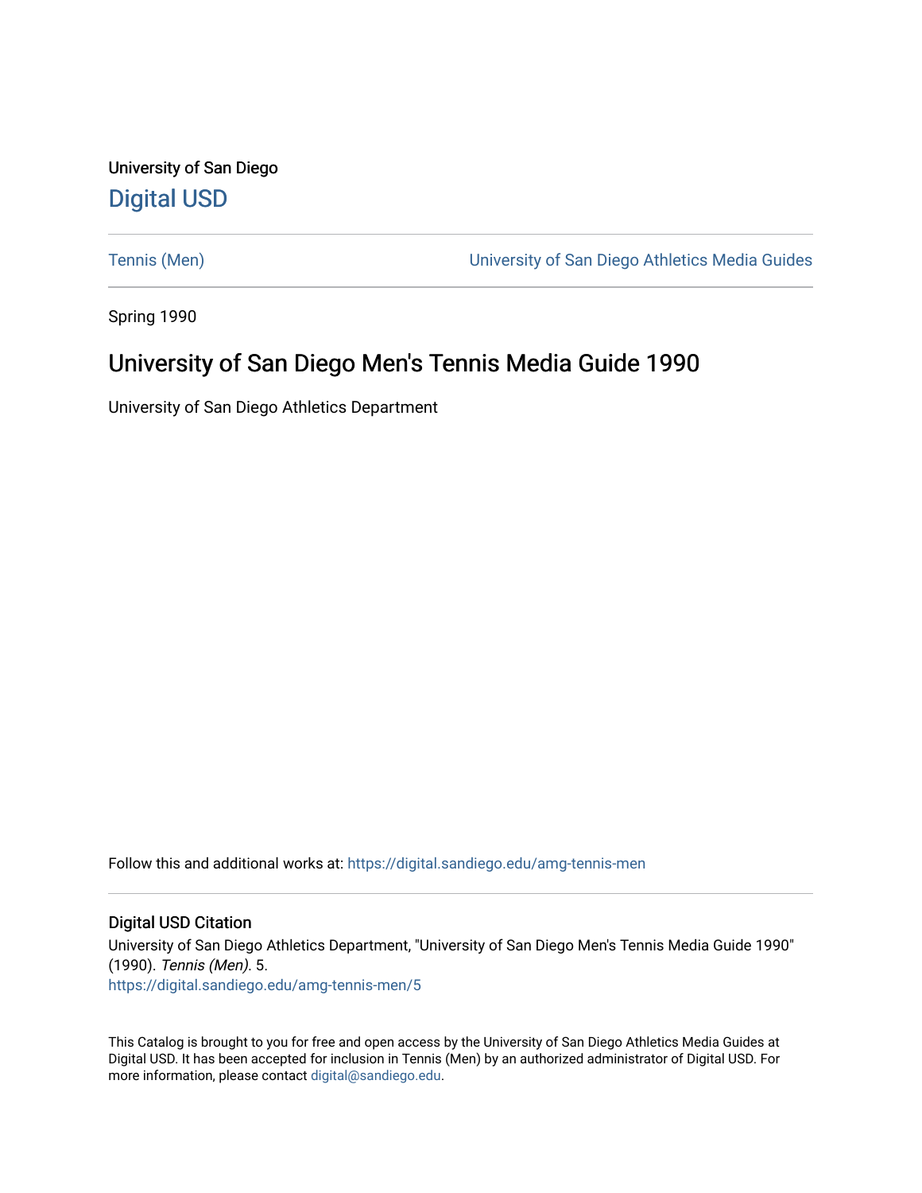University of San Diego

Digital USD

Tennis (Men) | University of San Diego Athletics Media Guides

Spring 1990

# University of San Diego Men's Tennis Media Guide 1990

University of San Diego Athletics Department

Follow this and additional works at: https://digital.sandiego.edu/amg-tennis-men

## Digital USD Citation

University of San Diego Athletics Department, "University of San Diego Men's Tennis Media Guide 1990" (1990). *Tennis (Men)*. 5.
https://digital.sandiego.edu/amg-tennis-men/5

This Catalog is brought to you for free and open access by the University of San Diego Athletics Media Guides at Digital USD. It has been accepted for inclusion in Tennis (Men) by an authorized administrator of Digital USD. For more information, please contact digital@sandiego.edu.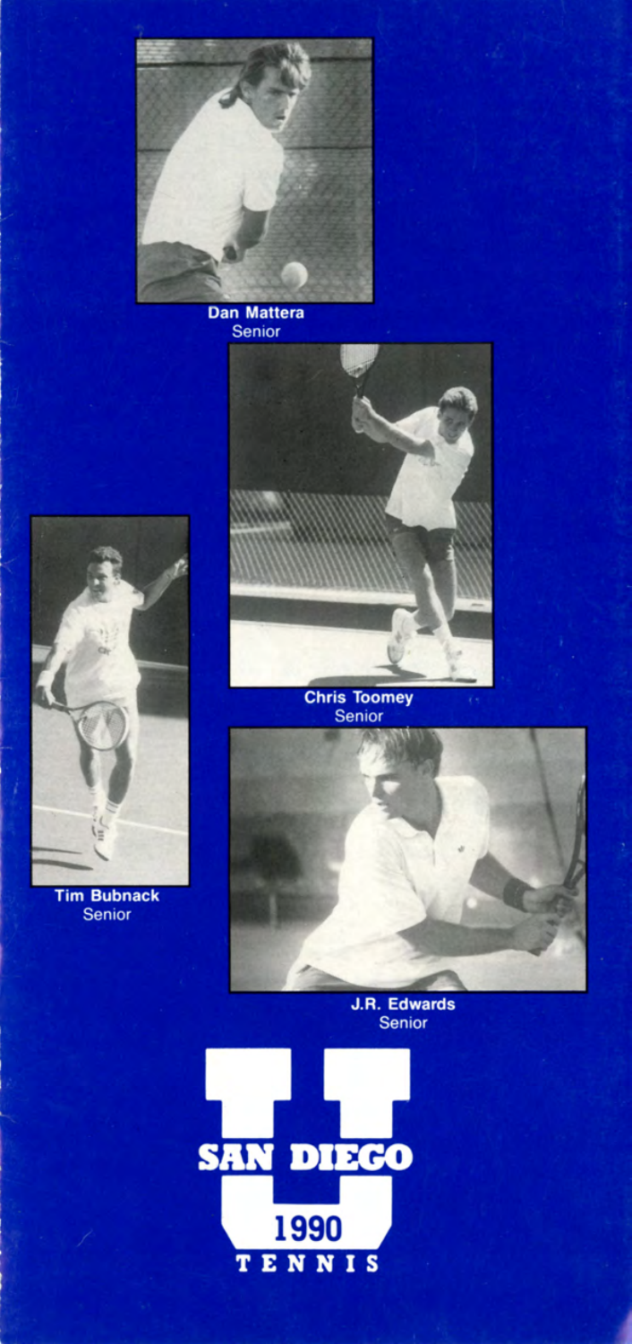Dan Mattera
Senior

Chris Toomey
Senior

Tim Bubnack
Senior

J.R. Edwards
Senior

SAN DIEGO

1990

TENNIS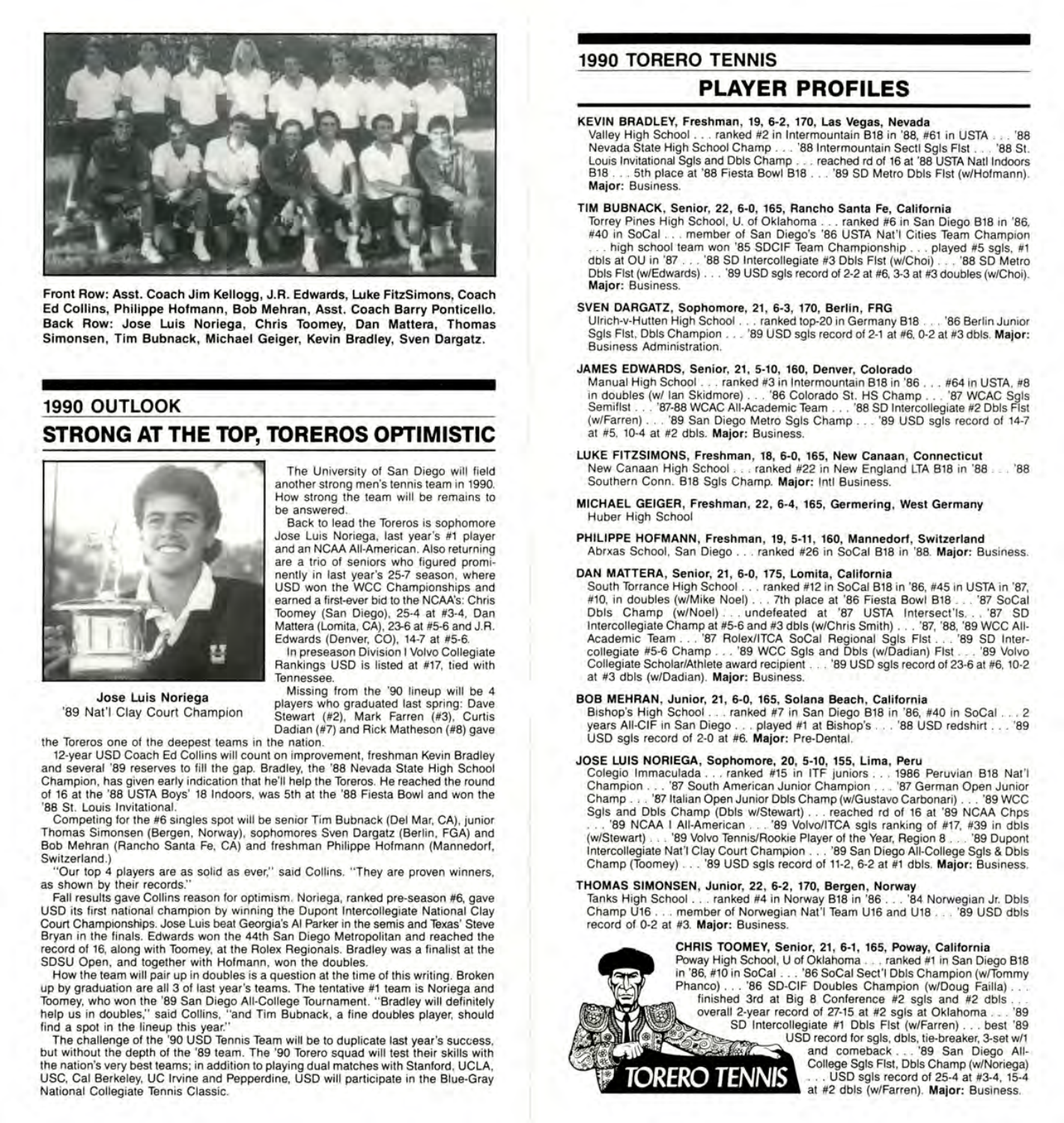Front Row: Asst. Coach Jim Kellogg, J.R. Edwards, Luke FitzSimons, Coach Ed Collins, Philippe Hofmann, Bob Mehran, Asst. Coach Barry Ponticello. Back Row: Jose Luis Noriega, Chris Toomey, Dan Mattera, Thomas Simonsen, Tim Bubnack, Michael Geiger, Kevin Bradley, Sven Dargatz.

## 1990 OUTLOOK

# STRONG AT THE TOP, TOREROS OPTIMISTIC

**Jose Luis Noriega**
'89 Nat'l Clay Court Champion

The University of San Diego will field another strong men's tennis team in 1990. How strong the team will be remains to be answered.

Back to lead the Toreros is sophomore Jose Luis Noriega, last year's #1 player and an NCAA All-American. Also returning are a trio of seniors who figured prominently in last year's 25-7 season, where USD won the WCC Championships and earned a first-ever bid to the NCAA's: Chris Toomey (San Diego), 25-4 at #3-4, Dan Mattera (Lomita, CA), 23-6 at #5-6 and J.R. Edwards (Denver, CO), 14-7 at #5-6.

In preseason Division I Volvo Collegiate Rankings USD is listed at #17, tied with Tennessee.

Missing from the '90 lineup will be 4 players who graduated last spring: Dave Stewart (#2), Mark Farren (#3), Curtis Dadian (#7) and Rick Matheson (#8) gave the Toreros one of the deepest teams in the nation.

12-year USD Coach Ed Collins will count on improvement, freshman Kevin Bradley and several '89 reserves to fill the gap. Bradley, the '88 Nevada State High School Champion, has given early indication that he'll help the Toreros. He reached the round of 16 at the '88 USTA Boys' 18 Indoors, was 5th at the '88 Fiesta Bowl and won the '88 St. Louis Invitational.

Competing for the #6 singles spot will be senior Tim Bubnack (Del Mar, CA), junior Thomas Simonsen (Bergen, Norway), sophomores Sven Dargatz (Berlin, FGA) and Bob Mehran (Rancho Santa Fe, CA) and freshman Philippe Hofmann (Mannedorf, Switzerland.)

"Our top 4 players are as solid as ever," said Collins. "They are proven winners, as shown by their records."

Fall results gave Collins reason for optimism. Noriega, ranked pre-season #6, gave USD its first national champion by winning the Dupont Intercollegiate National Clay Court Championships. Jose Luis beat Georgia's Al Parker in the semis and Texas' Steve Bryan in the finals. Edwards won the 44th San Diego Metropolitan and reached the record of 16, along with Toomey, at the Rolex Regionals. Bradley was a finalist at the SDSU Open, and together with Hofmann, won the doubles.

How the team will pair up in doubles is a question at the time of this writing. Broken up by graduation are all 3 of last year's teams. The tentative #1 team is Noriega and Toomey, who won the '89 San Diego All-College Tournament. "Bradley will definitely help us in doubles," said Collins, "and Tim Bubnack, a fine doubles player, should find a spot in the lineup this year."

The challenge of the '90 USD Tennis Team will be to duplicate last year's success, but without the depth of the '89 team. The '90 Torero squad will test their skills with the nation's very best teams; in addition to playing dual matches with Stanford, UCLA, USC, Cal Berkeley, UC Irvine and Pepperdine, USD will participate in the Blue-Gray National Collegiate Tennis Classic.

## 1990 TORERO TENNIS

# PLAYER PROFILES

**KEVIN BRADLEY, Freshman, 19, 6-2, 170, Las Vegas, Nevada**
Valley High School . . . ranked #2 in Intermountain B18 in '88, #61 in USTA . . . '88 Nevada State High School Champ . . . '88 Intermountain Sectl Sgls Flst . . . '88 St. Louis Invitational Sgls and Dbls Champ . . . reached rd of 16 at '88 USTA Natl Indoors B18 . . . 5th place at '88 Fiesta Bowl B18 . . . '89 SD Metro Dbls Flst (w/Hofmann). **Major:** Business.

**TIM BUBNACK, Senior, 22, 6-0, 165, Rancho Santa Fe, California**
Torrey Pines High School, U. of Oklahoma . . . ranked #6 in San Diego B18 in '86, #40 in SoCal . . . member of San Diego's '86 USTA Nat'l Cities Team Champion . . . high school team won '85 SDCIF Team Championship . . . played #5 sgls, #1 dbls at OU in '87 . . . '88 SD Intercollegiate #3 Dbls Flst (w/Choi) . . . '88 SD Metro Dbls Flst (w/Edwards) . . . '89 USD sgls record of 2-2 at #6, 3-3 at #3 doubles (w/Choi). **Major:** Business.

**SVEN DARGATZ, Sophomore, 21, 6-3, 170, Berlin, FRG**
Ulrich-v-Hutten High School . . . ranked top-20 in Germany B18 . . . '86 Berlin Junior Sgls Flst, Dbls Champion . . . '89 USD sgls record of 2-1 at #6, 0-2 at #3 dbls. **Major:** Business Administration.

**JAMES EDWARDS, Senior, 21, 5-10, 160, Denver, Colorado**
Manual High School . . . ranked #3 in Intermountain B18 in '86 . . . #64 in USTA, #8 in doubles (w/ Ian Skidmore) . . . '86 Colorado St. HS Champ . . . '87 WCAC Sgls Semiflst . . . '87-88 WCAC All-Academic Team . . . '88 SD Intercollegiate #2 Dbls Flst (w/Farren) . . . '89 San Diego Metro Sgls Champ . . . '89 USD sgls record of 14-7 at #5, 10-4 at #2 dbls. **Major:** Business.

**LUKE FITZSIMONS, Freshman, 18, 6-0, 165, New Canaan, Connecticut**
New Canaan High School . . . ranked #22 in New England LTA B18 in '88 . . . '88 Southern Conn. B18 Sgls Champ. **Major:** Intl Business.

**MICHAEL GEIGER, Freshman, 22, 6-4, 165, Germering, West Germany**
Huber High School

**PHILIPPE HOFMANN, Freshman, 19, 5-11, 160, Mannedorf, Switzerland**
Abrxas School, San Diego . . . ranked #26 in SoCal B18 in '88. **Major:** Business.

**DAN MATTERA, Senior, 21, 6-0, 175, Lomita, California**
South Torrance High School . . . ranked #12 in SoCal B18 in '86, #45 in USTA in '87, #10, in doubles (w/Mike Noel) . . . 7th place at '86 Fiesta Bowl B18 . . . '87 SoCal Dbls Champ (w/Noel) . . . undefeated at '87 USTA Intersect'ls . . . '87 SD Intercollegiate Champ at #5-6 and #3 dbls (w/Chris Smith) . . . '87, '88, '89 WCC All-Academic Team . . . '87 Rolex/ITCA SoCal Regional Sgls Flst . . . '89 SD Intercollegiate #5-6 Champ . . . '89 WCC Sgls and Dbls (w/Dadian) Flst . . . '89 Volvo Collegiate Scholar/Athlete award recipient . . . '89 USD sgls record of 23-6 at #6, 10-2 at #3 dbls (w/Dadian). **Major:** Business.

**BOB MEHRAN, Junior, 21, 6-0, 165, Solana Beach, California**
Bishop's High School . . . ranked #7 in San Diego B18 in '86, #40 in SoCal . . . 2 years All-CIF in San Diego . . . played #1 at Bishop's . . . '88 USD redshirt . . . '89 USD sgls record of 2-0 at #6. **Major:** Pre-Dental.

**JOSE LUIS NORIEGA, Sophomore, 20, 5-10, 155, Lima, Peru**
Colegio Immaculada . . . ranked #15 in ITF juniors . . . 1986 Peruvian B18 Nat'l Champion . . . '87 South American Junior Champion . . . '87 German Open Junior Champ . . . '87 Italian Open Junior Dbls Champ (w/Gustavo Carbonari) . . . '89 WCC Sgls and Dbls Champ (Dbls w/Stewart) . . . reached rd of 16 at '89 NCAA Chps . . . '89 NCAA I All-American . . . '89 Volvo/ITCA sgls ranking of #17, #39 in dbls (w/Stewart) . . . '89 Volvo Tennis/Rookie Player of the Year, Region 8 . . . '89 Dupont Intercollegiate Nat'l Clay Court Champion . . . '89 San Diego All-College Sgls & Dbls Champ (Toomey) . . . '89 USD sgls record of 11-2, 6-2 at #1 dbls. **Major:** Business.

**THOMAS SIMONSEN, Junior, 22, 6-2, 170, Bergen, Norway**
Tanks High School . . . ranked #4 in Norway B18 in '86 . . . '84 Norwegian Jr. Dbls Champ U16 . . . member of Norwegian Nat'l Team U16 and U18 . . . '89 USD dbls record of 0-2 at #3. **Major:** Business.

**CHRIS TOOMEY, Senior, 21, 6-1, 165, Poway, California**
Poway High School, U of Oklahoma . . . ranked #1 in San Diego B18 in '86, #10 in SoCal . . . '86 SoCal Sect'l Dbls Champion (w/Tommy Phanco) . . . '86 SD-CIF Doubles Champion (w/Doug Failla) . . . finished 3rd at Big 8 Conference #2 sgls and #2 dbls . . . overall 2-year record of 27-15 at #2 sgls at Oklahoma . . . '89 SD Intercollegiate #1 Dbls Flst (w/Farren) . . . best '89 USD record for sgls, dbls, tie-breaker, 3-set w/1 and comeback . . . '89 San Diego All-College Sgls Flst, Dbls Champ (w/Noriega) . . . USD sgls record of 25-4 at #3-4, 15-4 at #2 dbls (w/Farren). **Major:** Business.

TORERO TENNIS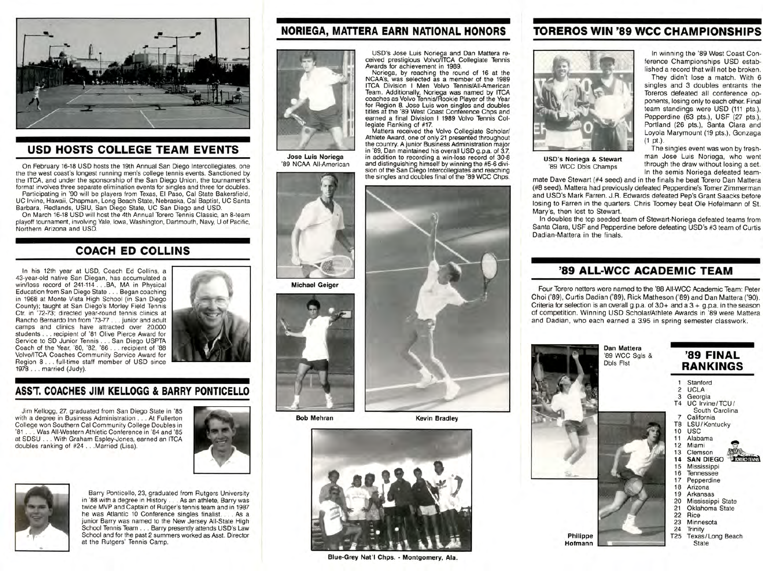## USD HOSTS COLLEGE TEAM EVENTS

On February 16-18 USD hosts the 19th Annual San Diego Intercollegiates, one the the west coast's longest running men's college tennis events. Sanctioned by the ITCA, and under the sponsorship of the San Diego Union, the tournament's format involves three separate elimination events for singles and three for doubles.

Participating in '90 will be players from Texas, El Paso, Cal State Bakersfield, UC Irvine, Hawaii, Chapman, Long Beach State, Nebraska, Cal Baptist, UC Santa Barbara, Redlands, USIU, San Diego State, UC San Diego and USD.

On March 16-18 USD will host the 4th Annual Torero Tennis Classic, an 8-team playoff tournament, involving Yale, Iowa, Washington, Dartmouth, Navy, U of Pacific, Northern Arizona and USD.

## COACH ED COLLINS

In his 12th year at USD, Coach Ed Collins, a 43-year-old native San Diegan, has accumulated a win/loss record of 241-114 . . . BA, MA in Physical Education from San Diego State . . . Began coaching in 1968 at Monte Vista High School (in San Diego County); taught at San Diego's Morley Field Tennis Ctr. in '72-73; directed year-round tennis clinics at Rancho Bernardo Inn from '73-77 . . . junior and adult camps and clinics have attracted over 20,000 students . . . recipient of '81 Olive Pierce Award for Service to SD Junior Tennis . . . San Diego USPTA Coach of the Year, '80, '82, '86 . . . recipient of '88 Volvo/ITCA Coaches Community Service Award for Region 8 . . . full-time staff member of USD since 1978 . . . married (Judy).

## ASS'T. COACHES JIM KELLOGG & BARRY PONTICELLO

Jim Kellogg, 27, graduated from San Diego State in '85 with a degree in Business Administration . . . At Fullerton College won Southern Cal Community College Doubles in '81 . . . Was All-Western Athletic Conference in '84 and '85 at SDSU . . . With Graham Espley-Jones, earned an ITCA doubles ranking of #24 . . . Married (Lisa).

Barry Ponticello, 23, graduated from Rutgers University in '88 with a degree in History . . . As an athlete, Barry was twice MVP and Captain of Rutger's tennis team and in 1987 he was Atlantic 10 Conference singles finalist. . . . As a junior Barry was named to the New Jersey All-State High School Tennis Team . . . Barry presently attends USD's Law School and for the past 2 summers worked as Asst. Director at the Rutgers' Tennis Camp.

## NORIEGA, MATTERA EARN NATIONAL HONORS

USD's Jose Luis Noriega and Dan Mattera received prestigious Volvo/ITCA Collegiate Tennis Awards for achievement in 1989.

Noriega, by reaching the round of 16 at the NCAA's, was selected as a member of the 1989 ITCA Division I Men Volvo Tennis/All-American Team. Additionally, Noriega was named by ITCA coaches as Volvo Tennis/Rookie Player of the Year for Region 8. Jose Luis won singles and doubles titles at the '89 West Coast Conference Chps and earned a final Division I 1989 Volvo Tennis Collegiate Ranking of #17.

Mattera received the Volvo Collegiate Scholar/Athlete Award, one of only 21 presented throughout the country. A junior Business Administration major in '89, Dan maintained his overall USD g.p.a. of 3.7, in addition to recording a win-loss record of 30-8 and distinguishing himself by winning the #5-6 division of the San Diego Intercollegiates and reaching the singles and doubles final of the '89 WCC Chps.

**Jose Luis Noriega**
'89 NCAA All-American

**Michael Geiger**

**Bob Mehran**

**Kevin Bradley**

**Blue-Grey Nat'l Chps. - Montgomery, Ala.**

## TOREROS WIN '89 WCC CHAMPIONSHIPS

**USD's Noriega & Stewart**
'89 WCC Dbls Champs

In winning the '89 West Coast Conference Championships USD established a record that will not be broken.

They didn't lose a match. With 6 singles and 3 doubles entrants the Toreros defeated all conference opponents, losing only to each other. Final team standings were USD (111 pts.), Pepperdine (63 pts.), USF (27 pts.), Portland (26 pts.), Santa Clara and Loyola Marymount (19 pts.), Gonzaga (1 pt.).

The singles event was won by freshman Jose Luis Noriega, who went through the draw without losing a set. In the semis Noriega defeated teammate Dave Stewart (#4 seed) and in the finals he beat Torero Dan Mattera (#8 seed). Mattera had previously defeated Pepperdine's Tomer Zimmerman and USD's Mark Farren. J.R. Edwards defeated Pep's Grant Saacks before losing to Farren in the quarters. Chris Toomey beat Ole Hofelmann of St. Mary's, then lost to Stewart.

In doubles the top seeded team of Stewart-Noriega defeated teams from Santa Clara, USF and Pepperdine before defeating USD's #3 team of Curtis Dadian-Mattera in the finals.

## '89 ALL-WCC ACADEMIC TEAM

Four Torero netters were named to the '88 All-WCC Academic Team: Peter Choi ('89), Curtis Dadian ('89), Rick Matheson ('89) and Dan Mattera ('90). Criteria for selection is an overall g.p.a. of 3.0+ and a 3+ g.p.a. in the season of competition. Winning USD Scholar/Athlete Awards in '89 were Mattera and Dadian, who each earned a 3.95 in spring semester classwork.

**Dan Mattera**
'89 WCC Sgls & Dbls Flst

**Philippe Hofmann**

## '89 FINAL RANKINGS

1. Stanford
2. UCLA
3. Georgia

T4 UC Irvine/TCU/South Carolina
7 California
T8 LSU/Kentucky
10 USC
11 Alabama
12 Miami
13 Clemson
**14 SAN DIEGO**
15 Mississippi
16 Tennessee
17 Pepperdine
18 Arizona
19 Arkansas
20 Mississippi State
21 Oklahoma State
22 Rice
23 Minnesota
24 Trinity
T25 Texas/Long Beach State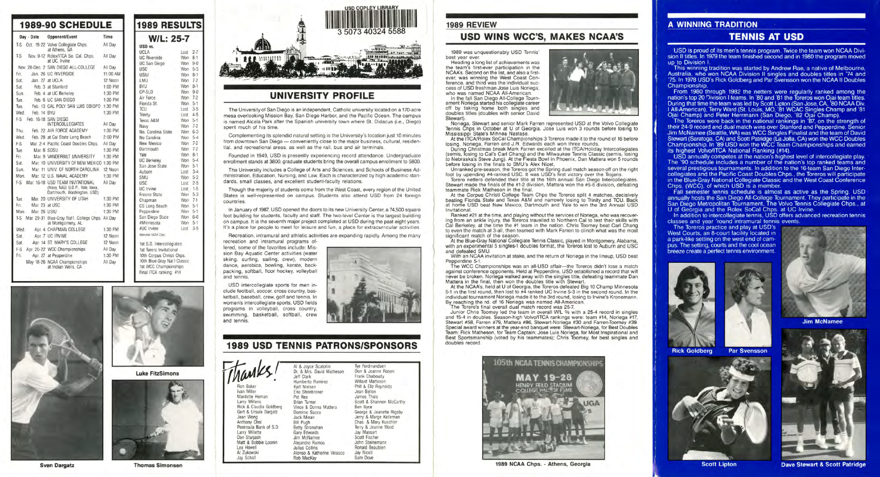## 1989-90 SCHEDULE

| Day - Date | Opponent/Event | Time |
|---|---|---|
| T-S Oct. 19-22 | Volvo Collegiate Chps. at Athens, GA | All Day |
| T-S Nov. 9-12 | Rolex/ITCA So. Cal. Chps. at UC Irvine | All Day |
| Nov. 28-Dec. 2 | SAN DIEGO ALL-COLLEGE | All Day |
| Fri. Jan. 26 | UC RIVERSIDE | 11:00 AM |
| Sat. Jan. 27 | at UCLA | 12 Noon |
| Sat. Feb. 3 | at Stanford | 1:00 PM |
| Sun. Feb. 4 | at UC Berkeley | 1:30 PM |
| Tue. Feb. 6 | UC SAN DIEGO | 1:30 PM |
| Tue. Feb. 13 | CAL POLY SAN LUIS OBISPO | 1:30 PM |
| Wed. Feb. 14 | BYU | 1:30 PM |
| F-S Feb. 16-18 | SAN DIEGO INTERCOLLEGIATES | All Day |
| Thu. Feb. 22 | AIR FORCE ACADEMY | 1:30 PM |
| Wed. Feb. 28 | at Cal State Long Beach | 2:00 PM |
| F-S Mar. 2-4 | Pacific Coast Doubles Chps. | All Day |
| Tue. Mar. 6 | SDSU | 1:30 PM |
| Fri. Mar. 9 | VANDERBILT UNIVERSITY | 1:30 PM |
| Sat. Mar. 10 | UNIVERSITY OF NEW MEXICO | 1:30 PM |
| Sun. Mar. 11 | UNIV. OF NORTH CAROLINA | 12 Noon |
| Mon. Mar. 12 | U.S. NAVAL ACADEMY | 1:30 PM |
| F-S Mar. 16-18 | USD TEAM INVITATIONAL (Navy, NAU, U.O.P., Yale, Iowa, Dartmouth, Washington, USD) | All Day |
| Tue. Mar. 20 | UNIVERSITY OF UTAH | 1:30 PM |
| Fri. Mar. 23 | at USC | 1:30 PM |
| Mon. Mar. 26 | USIU | 1:30 PM |
| T-S Mar. 29-31 | Blue-Gray Nat'l. College Chps. at Montgomery, AL | All Day |
| Wed. Apr. 4 | CHAPMAN COLLEGE | 1:30 PM |
| Sat. Apr. 7 | UC IRVINE | 12 Noon |
| Sat. Apr. 14 | ST. MARY'S COLLEGE | 12 Noon |
| F-S Apr. 20-22 | WCC Championships | All Day |
| Fri. Apr. 27 | at Pepperdine | 1:30 PM |
| May 18-26 | NCAA Championships at Indian Wells, CA | All Day |

## 1989 RESULTS

### W/L: 25-7

| USD vs. | | |
|---|---|---|
| UCLA | Lost | 2-7 |
| UC Riverside | Won | 8-1 |
| UC San Diego | Won | 9-0 |
| USC | Won | 5-3 |
| USIU | Won | 8-1 |
| LMU | Won | 7-2 |
| BYU | Won | 8-1 |
| CP-SLO | Won | 9-0 |
| Air Force | Won | 7-2 |
| Florida St. | Won | 5-1 |
| TCU | Lost | 3-5 |
| Trinity | Lost | 4-5 |
| Texas A&M | Won | 5-1 |
| Navy | Won | 7-2 |
| No. Carolina State | Won | 6-3 |
| No. Carolina | Won | 5-4 |
| New Mexico | Won | 7-2 |
| Dartmouth | Won | 7-2 |
| Yale | Won | 8-1 |
| UC Berkeley | Won | 5-4 |
| San Jose State | Won | 5-1 |
| Auburn | Lost | 3-4 |
| SMU | Won | 5-2 |
| USC | Lost | 2-5 |
| UC Irvine | Lost | 1-5 |
| Fresno State | Won | 5-3 |
| Chapman | Won | 7-1 |
| CS Long Beach | Won | 5-1 |
| Pepperdine | Won | 5-1 |
| San Diego State | Won | 6-0 |
| #Minnesota | Won | 5-1 |
| #UC Irvine | Lost | 3-5 |

#denotes NCAA Chps.

1st S.D. Intercollegiates
1st Torero Invitational
10th Corpus Christi Chps.
10th Blue-Gray Nat'l Classic
1st WCC Championships
Final ITCA ranking: #14

Sven Dargatz

Luke FitzSimons

Thomas Simonsen

## UNIVERSITY PROFILE

The University of San Diego is an independent, Catholic university located on a 170-acre mesa overlooking Mission Bay, San Diego Harbor, and the Pacific Ocean. The campus is named Alcala Park after the Spanish university town where St. Didacus (i.e., Diego) spent much of his time.

Complementing its splendid natural setting is the University's location just 10 minutes from downtown San Diego — conveniently close to the major business, cultural, residential, and recreational areas, as well as the rail, bus and air terminals.

Founded in 1949, USD is presently experiencing record attendance. Undergraduate enrollment stands at 3800, graduate students bring the overall campus enrollment to 5800.

The University includes a College of Arts and Sciences, and Schools of Business Administration, Education, Nursing, and Law. Each is characterized by high academic standards, small classes, and excellent student-faculty relations.

Though the majority of students come from the West Coast, every region of the United States is well-represented on campus. Students also attend USD from 24 foreign countries.

In January of 1987, USD opened the doors to its new University Center, a 74,500 square foot building for students, faculty and staff. The two-level Center is the largest building on campus. It is the seventh major project completed at USD during the past eight years. It's a place for people to meet for leisure and fun, a place for extracurricular activities.

Recreation, intramural and athletic activities are expanding rapidly. Among the many recreation and intramural programs offered, some of the favorites include: Mission Bay Aquatic Center activities (water skiing, surfing, sailing, crew), modern dance, aerobics, bowling, karate, backpacking, softball, floor hockey, volleyball and tennis.

USD intercollegiate sports for men include football, soccer, cross country, basketball, baseball, crew, golf and tennis. In women's intercollegiate sports, USD fields programs in volleyball, cross country, swimming, basketball, softball, crew and tennis.

## 1989 USD TENNIS PATRONS/SPONSORS

Thanks!

Ron Baker
Ivan Miller
Mardette Herman
Larry Willens
Rick & Claudia Goldberg
Gert & Ursula Dargatz
Jean Wong
Anthony Choi
Peninsula Bank of S.D.
Larry Willette
Dan Starjash
Matt & Bobbie Loonin
Lea Howell
Al Zukowski
Jay Schall

Al & Joyce Scatolini
Dr. & Mrs. David Matheson
Jeff Clark
Humberto Ramirez
Kjell Nielsen
Eric Steinbroner
Pat Rea
Brian Turner
Vince & Donna Mattera
Dominic Sacco
Jack Miman
Bill Pugh
Betty Stranahan
Gary Edwards
Jim McNamee
Alejandro Ramos
Julius Collins
Alonso & Katherine Velasco
Rob MacKay

Tye Ferdinandsen
Don & Joanne Rosen
Frank Chabouty
Willard Matteson
Phil & Eliz Reynolds
Jean Bellon
James Theis
Scott & Shannon McCarthy
Ben Nyce
George & Jeanette Rigsby
Jerry & Marge Katleman
Chas. & Mary Kuechler
Terry & Jeanne Ward
Jay Massart
Scott Fischer
John Steinemann
Ronald Beaubien
Jay Nicoll
Sam Dove

## 1989 REVIEW

### USD WINS WCC'S, MAKES NCAA'S

1989 was unquestionably USD Tennis' best year ever.

Heading a long list of achievements was the team's first-ever participation in the NCAA's. Second on the list, and also a first-ever, was winning the West Coast Conference, and third was the individual success of USD freshman Jose Luis Noriega, who was named NCAA All-American.

In the fall San Diego All-College Tournament Noriega started his collegiate career off by taking home both singles and doubles titles (doubles with senior David Stewart).

Noriega, Stewart and senior Mark Farren represented USD at the Volvo Collegiate Tennis Chps in October at U of Georgia. Jose Luis won 3 rounds before losing to Mississippi State's Mihnea Nastase.

At the ITCA/Rolex SoCal Championships 3 Toreros made it to the round of 16 before losing. Noriega, Farren and J.R. Edwards each won three rounds.

During Christmas break Mark Farren excelled at the ITCA/Holiday Intercollegiates (semis, losing to Cal's Carl Chang) and the Milwaukee Tennis Classic (semis, losing to Nebraska's Steve Jung). At the Fiesta Bowl in Phoenix, Dan Mattera won 5 rounds before losing in the finals to SMU's Alex Nizet.

Unranked pre-season, the Toreros got the Spring dual match season off on the right foot by upending #4-ranked USC. It was USD's first victory over the Trojans.

Torero netters defended their title at the 16th annual San Diego Intercollegiates. Stewart made the finals of the #1-2 division, Mattera won the #5-6 division, defeating teammate Rick Matheson in the final.

At the Corpus Christi College Team Chps the Toreros split 4 matches, decisively beating Florida State and Texas A&M and narrowly losing to Trinity and TCU. Back at home USD beat New Mexico, Dartmouth and Yale to win the 3rd Annual USD Invitational.

Ranked #21 at the time, and playing without the services of Noriega, who was recovering from an ankle injury, the Toreros travelled to Northern Cal to test their skills with Cal Berkeley, at the time the #1 team in the nation. Chris Toomey beat Carl Chang to even the match at 3-all, then teamed with Mark Farren to clinch what was the most significant match of the season.

At the Blue-Gray National Collegiate Tennis Classic, played in Montgomery, Alabama, with an experimental 5 singles-1 doubles format, the Toreros lost to Auburn and USC and defeated SMU.

With an NCAA invitation at stake, and the return of Noriega in the lineup, USD beat Pepperdine 5-1.

The WCC Championships was an all-USD affair—the Toreros didn't lose a match against conference opponents. Held at Pepperdine, USD established a record that will never be broken. Noriega walked away with the singles title, defeating teammate Dan Mattera in the final, then won the doubles title with Stewart.

At the NCAA's, held at U of Georgia, the Toreros defeated Big 10 Champ Minnesota 5-1 in the first round, then lost to #4 ranked UC Irvine 5-3 in the second round. In the individual tournament Noriega made it to the 3rd round, losing to Irvine's Kronemann. By reaching the rd. of 16 Noriega was named All-American.

The Torero's final overall dual match record was 25-7.

Junior Chris Toomey led the team in overall W/L % with a 25-4 record in singles and 15-4 in doubles. Season-high Volvo/ITCA rankings were: team #14, Noriega #17, Stewart #58, Farren #79, Mattera #86, Stewart-Noriega #30 and Farren-Toomey #39. Special award winners at the year-end banquet were: Stewart-Noriega, for Best Doubles Team; Rick Matheson, for Team Captain; Jose Luis Noriega, for Most Inspirational and Best Sportsmanship (voted by his teammates); Chris Toomey, for best singles and doubles record.

105th NCAA TENNIS CHAMPIONSHIPS
MAY 19-28
HENRY FEILD STADIUM
COLLEGE HALL OF FAME

1989 NCAA Chps. - Athens, Georgia

## A WINNING TRADITION

### TENNIS AT USD

USD is proud of its men's tennis program. Twice the team won NCAA Division II titles. In 1979 the team finished second and in 1980 the program moved up to Division I.

This winning tradition was started by Andrew Rae, a native of Melbourne, Australia, who won NCAA Division II singles and doubles titles in '74 and '75. In 1978 USD's Rick Goldberg and Par Svensson won the NCAA II Doubles Championship.

From 1980 through 1982 the netters were regularly ranked among the nation's top 20 Division I teams. In '80 and '81 the Toreros won Ojai team titles. During that time the team was led by Scott Lipton (San Jose, CA, '80 NCAA Div. I All-American), Terry Ward (St. Louis, MO, '81 WCAC Singles Champ and '81 Ojai Champ) and Peter Herrmann (San Diego, '82 Ojai Champ).

The Toreros were back in the national rankings in '87, on the strength of their 24-9 record and dual match wins over Stanford and Pepperdine. Senior Jim McNamee (Seattle, WA) was WCC Singles Finalist and the team of David Stewart (Saratoga, CA) and Scott Patridge (La Jolla, CA) won the WCC Doubles Championship. In '89 USD won the WCC Team Championships and earned its highest Volvo/ITCA National Ranking (#14).

USD annually competes at the nation's highest level of intercollegiate play. The '90 schedule includes a number of the nation's top ranked teams and several prestigious tournaments. In addition to the 16-team San Diego Intercollegiates and the Pacific Coast Doubles Chps., the Toreros will participate in the Blue-Gray National Collegiate Classic and the West Coast Conference Chps. (WCC), of which USD is a member.

Fall semester tennis schedule is almost as active as the Spring. USD annually hosts the San Diego All-College Tournament. They participate in the San Diego Metropolitan Tournament, The Volvo Tennis Collegiate Chps., at U of Georgia and the Rolex SoCal Chps. at UC Irvine.

In addition to intercollegiate tennis, USD offers advanced recreation tennis classes and year 'round intramural tennis events.

The Toreros practice and play at USD's West Courts, an 8-court facility located in a park-like setting on the west end of campus. The setting, courts and the cool ocean breeze create a perfect tennis environment.

Jim McNamee

Rick Goldberg

Par Svensson

Scott Lipton

Dave Stewart & Scott Patridge